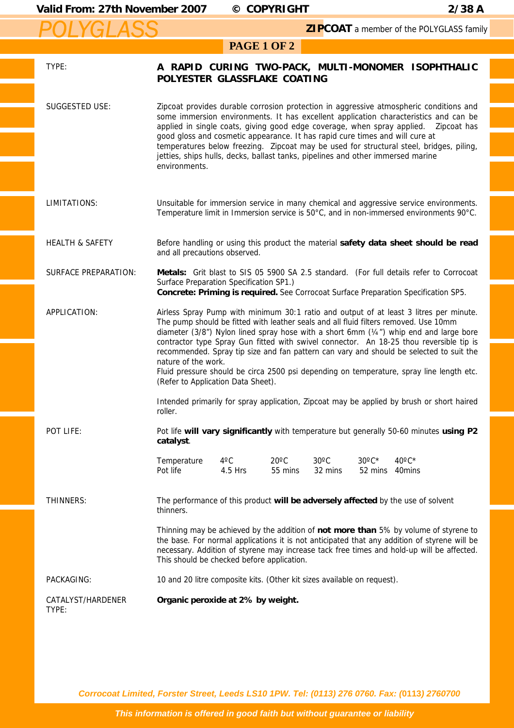# POLYGLASS

**ZIPCOAT** a member of the POLYGLASS family

| | |
|---|---|
| TYPE: | **A RAPID CURING TWO-PACK, MULTI-MONOMER ISOPHTHALIC POLYESTER GLASSFLAKE COATING** |
| SUGGESTED USE: | Zipcoat provides durable corrosion protection in aggressive atmospheric conditions and some immersion environments. It has excellent application characteristics and can be applied in single coats, giving good edge coverage, when spray applied. Zipcoat has good gloss and cosmetic appearance. It has rapid cure times and will cure at temperatures below freezing. Zipcoat may be used for structural steel, bridges, piling, jetties, ships hulls, decks, ballast tanks, pipelines and other immersed marine environments. |
| LIMITATIONS: | Unsuitable for immersion service in many chemical and aggressive service environments. Temperature limit in Immersion service is 50°C, and in non-immersed environments 90°C. |
| HEALTH & SAFETY | Before handling or using this product the material **safety data sheet should be read** and all precautions observed. |
| SURFACE PREPARATION: | **Metals:** Grit blast to SIS 05 5900 SA 2.5 standard. (For full details refer to Corrocoat Surface Preparation Specification SP1.) **Concrete: Priming is required.** See Corrocoat Surface Preparation Specification SP5. |
| APPLICATION: | Airless Spray Pump with minimum 30:1 ratio and output of at least 3 litres per minute. The pump should be fitted with leather seals and all fluid filters removed. Use 10mm diameter (3/8") Nylon lined spray hose with a short 6mm (¼") whip end and large bore contractor type Spray Gun fitted with swivel connector. An 18-25 thou reversible tip is recommended. Spray tip size and fan pattern can vary and should be selected to suit the nature of the work. Fluid pressure should be circa 2500 psi depending on temperature, spray line length etc. (Refer to Application Data Sheet). Intended primarily for spray application, Zipcoat may be applied by brush or short haired roller. |
| POT LIFE: | Pot life **will vary significantly** with temperature but generally 50-60 minutes **using P2 catalyst**. |

| Temperature | 4ºC | 20ºC | 30ºC | 30ºC* | 40ºC* |
|---|---|---|---|---|---|
| Pot life | 4.5 Hrs | 55 mins | 32 mins | 52 mins | 40mins |

| | |
|---|---|
| THINNERS: | The performance of this product **will be adversely affected** by the use of solvent thinners. Thinning may be achieved by the addition of **not more than** 5% by volume of styrene to the base. For normal applications it is not anticipated that any addition of styrene will be necessary. Addition of styrene may increase tack free times and hold-up will be affected. This should be checked before application. |
| PACKAGING: | 10 and 20 litre composite kits. (Other kit sizes available on request). |
| CATALYST/HARDENER TYPE: | **Organic peroxide at 2% by weight.** |

*Corrocoat Limited, Forster Street, Leeds LS10 1PW. Tel: (0113) 276 0760. Fax: (0113) 2760700*

*This information is offered in good faith but without guarantee or liability*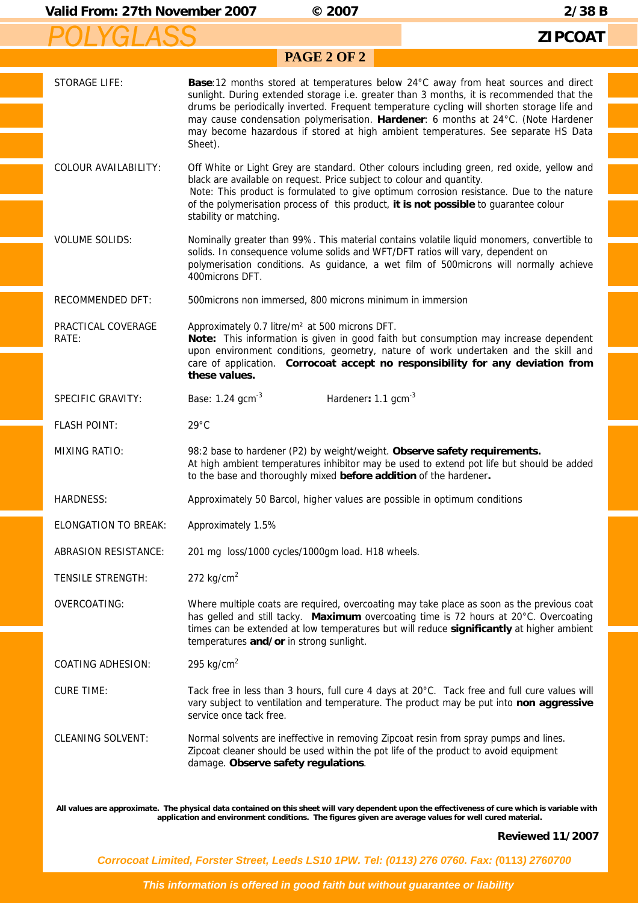| | |
|---|---|
| STORAGE LIFE: | **Base**:12 months stored at temperatures below 24°C away from heat sources and direct sunlight. During extended storage i.e. greater than 3 months, it is recommended that the drums be periodically inverted. Frequent temperature cycling will shorten storage life and may cause condensation polymerisation. **Hardener**: 6 months at 24°C. (Note Hardener may become hazardous if stored at high ambient temperatures. See separate HS Data Sheet). |
| COLOUR AVAILABILITY: | Off White or Light Grey are standard. Other colours including green, red oxide, yellow and black are available on request. Price subject to colour and quantity. Note: This product is formulated to give optimum corrosion resistance. Due to the nature of the polymerisation process of this product, **it is not possible** to guarantee colour stability or matching. |
| VOLUME SOLIDS: | Nominally greater than 99%. This material contains volatile liquid monomers, convertible to solids. In consequence volume solids and WFT/DFT ratios will vary, dependent on polymerisation conditions. As guidance, a wet film of 500microns will normally achieve 400microns DFT. |
| RECOMMENDED DFT: | 500microns non immersed, 800 microns minimum in immersion |
| PRACTICAL COVERAGE RATE: | Approximately 0.7 litre/m² at 500 microns DFT. **Note:** This information is given in good faith but consumption may increase dependent upon environment conditions, geometry, nature of work undertaken and the skill and care of application. **Corrocoat accept no responsibility for any deviation from these values.** |
| SPECIFIC GRAVITY: | Base: 1.24 $gcm^{-3}$ Hardener**:** 1.1 $gcm^{-3}$ |
| FLASH POINT: | 29°C |
| MIXING RATIO: | 98:2 base to hardener (P2) by weight/weight. **Observe safety requirements.** At high ambient temperatures inhibitor may be used to extend pot life but should be added to the base and thoroughly mixed **before addition** of the hardener**.** |
| HARDNESS: | Approximately 50 Barcol, higher values are possible in optimum conditions |
| ELONGATION TO BREAK: | Approximately 1.5% |
| ABRASION RESISTANCE: | 201 mg loss/1000 cycles/1000gm load. H18 wheels. |
| TENSILE STRENGTH: | 272 $kg/cm^2$ |
| OVERCOATING: | Where multiple coats are required, overcoating may take place as soon as the previous coat has gelled and still tacky. **Maximum** overcoating time is 72 hours at 20°C. Overcoating times can be extended at low temperatures but will reduce **significantly** at higher ambient temperatures **and/or** in strong sunlight. |
| COATING ADHESION: | 295 $kg/cm^2$ |
| CURE TIME: | Tack free in less than 3 hours, full cure 4 days at 20°C. Tack free and full cure values will vary subject to ventilation and temperature. The product may be put into **non aggressive** service once tack free. |
| CLEANING SOLVENT: | Normal solvents are ineffective in removing Zipcoat resin from spray pumps and lines. Zipcoat cleaner should be used within the pot life of the product to avoid equipment damage. **Observe safety regulations**. |

**All values are approximate. The physical data contained on this sheet will vary dependent upon the effectiveness of cure which is variable with application and environment conditions. The figures given are average values for well cured material.**

**Reviewed 11/2007**

*Corrocoat Limited, Forster Street, Leeds LS10 1PW. Tel: (0113) 276 0760. Fax: (0113) 2760700*

*This information is offered in good faith but without guarantee or liability*